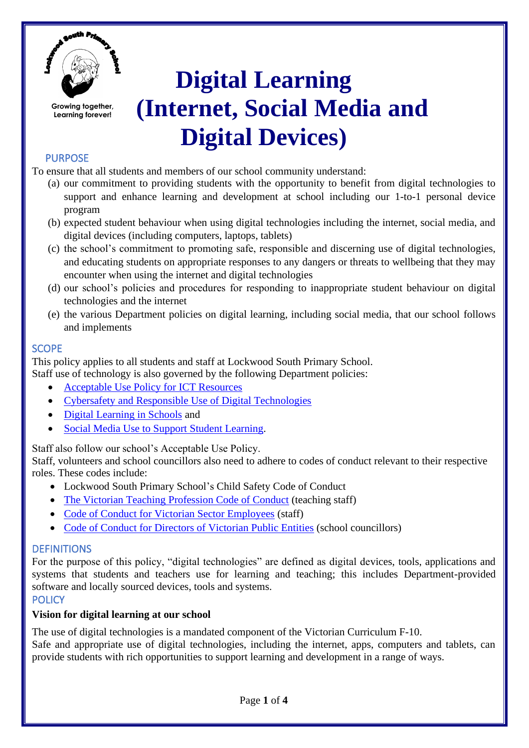Growing together, Learning forever!

# Digital Learning (Internet, Social Media and Digital Devices)

## PURPOSE

To ensure that all students and members of our school community understand:

(a) our commitment to providing students with the opportunity to benefit from digital technologies to support and enhance learning and development at school including our 1-to-1 personal device program

(b) expected student behaviour when using digital technologies including the internet, social media, and digital devices (including computers, laptops, tablets)

(c) the school's commitment to promoting safe, responsible and discerning use of digital technologies, and educating students on appropriate responses to any dangers or threats to wellbeing that they may encounter when using the internet and digital technologies

(d) our school's policies and procedures for responding to inappropriate student behaviour on digital technologies and the internet

(e) the various Department policies on digital learning, including social media, that our school follows and implements

## SCOPE

This policy applies to all students and staff at Lockwood South Primary School.

Staff use of technology is also governed by the following Department policies:

- Acceptable Use Policy for ICT Resources
- Cybersafety and Responsible Use of Digital Technologies
- Digital Learning in Schools and
- Social Media Use to Support Student Learning.

Staff also follow our school's Acceptable Use Policy.

Staff, volunteers and school councillors also need to adhere to codes of conduct relevant to their respective roles. These codes include:

- Lockwood South Primary School's Child Safety Code of Conduct
- The Victorian Teaching Profession Code of Conduct (teaching staff)
- Code of Conduct for Victorian Sector Employees (staff)
- Code of Conduct for Directors of Victorian Public Entities (school councillors)

## DEFINITIONS

For the purpose of this policy, "digital technologies" are defined as digital devices, tools, applications and systems that students and teachers use for learning and teaching; this includes Department-provided software and locally sourced devices, tools and systems.

## POLICY

**Vision for digital learning at our school**

The use of digital technologies is a mandated component of the Victorian Curriculum F-10.

Safe and appropriate use of digital technologies, including the internet, apps, computers and tablets, can provide students with rich opportunities to support learning and development in a range of ways.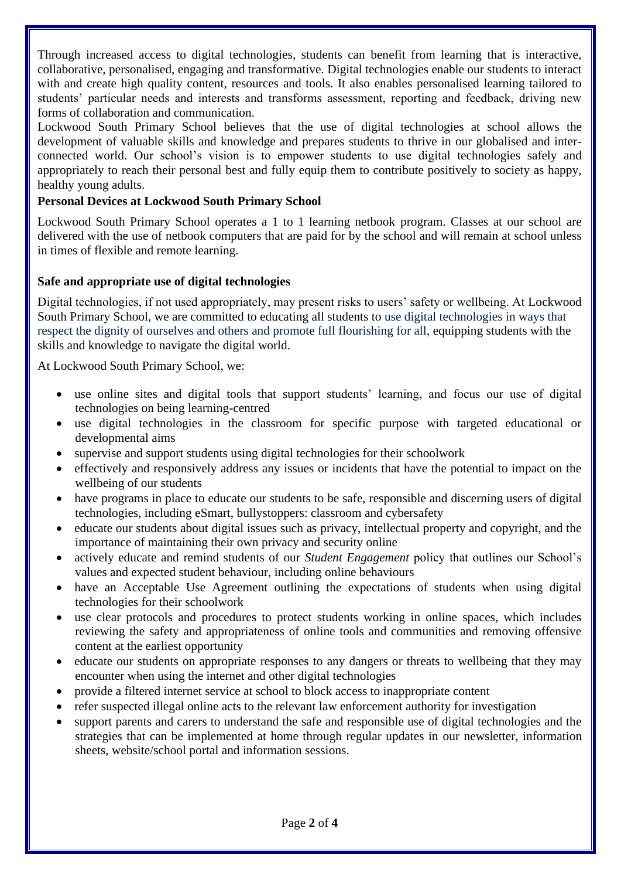Through increased access to digital technologies, students can benefit from learning that is interactive, collaborative, personalised, engaging and transformative. Digital technologies enable our students to interact with and create high quality content, resources and tools. It also enables personalised learning tailored to students' particular needs and interests and transforms assessment, reporting and feedback, driving new forms of collaboration and communication.

Lockwood South Primary School believes that the use of digital technologies at school allows the development of valuable skills and knowledge and prepares students to thrive in our globalised and inter-connected world. Our school's vision is to empower students to use digital technologies safely and appropriately to reach their personal best and fully equip them to contribute positively to society as happy, healthy young adults.

**Personal Devices at Lockwood South Primary School**

Lockwood South Primary School operates a 1 to 1 learning netbook program. Classes at our school are delivered with the use of netbook computers that are paid for by the school and will remain at school unless in times of flexible and remote learning.

**Safe and appropriate use of digital technologies**

Digital technologies, if not used appropriately, may present risks to users' safety or wellbeing. At Lockwood South Primary School, we are committed to educating all students to use digital technologies in ways that respect the dignity of ourselves and others and promote full flourishing for all, equipping students with the skills and knowledge to navigate the digital world.

At Lockwood South Primary School, we:

- use online sites and digital tools that support students' learning, and focus our use of digital technologies on being learning-centred
- use digital technologies in the classroom for specific purpose with targeted educational or developmental aims
- supervise and support students using digital technologies for their schoolwork
- effectively and responsively address any issues or incidents that have the potential to impact on the wellbeing of our students
- have programs in place to educate our students to be safe, responsible and discerning users of digital technologies, including eSmart, bullystoppers: classroom and cybersafety
- educate our students about digital issues such as privacy, intellectual property and copyright, and the importance of maintaining their own privacy and security online
- actively educate and remind students of our *Student Engagement* policy that outlines our School's values and expected student behaviour, including online behaviours
- have an Acceptable Use Agreement outlining the expectations of students when using digital technologies for their schoolwork
- use clear protocols and procedures to protect students working in online spaces, which includes reviewing the safety and appropriateness of online tools and communities and removing offensive content at the earliest opportunity
- educate our students on appropriate responses to any dangers or threats to wellbeing that they may encounter when using the internet and other digital technologies
- provide a filtered internet service at school to block access to inappropriate content
- refer suspected illegal online acts to the relevant law enforcement authority for investigation
- support parents and carers to understand the safe and responsible use of digital technologies and the strategies that can be implemented at home through regular updates in our newsletter, information sheets, website/school portal and information sessions.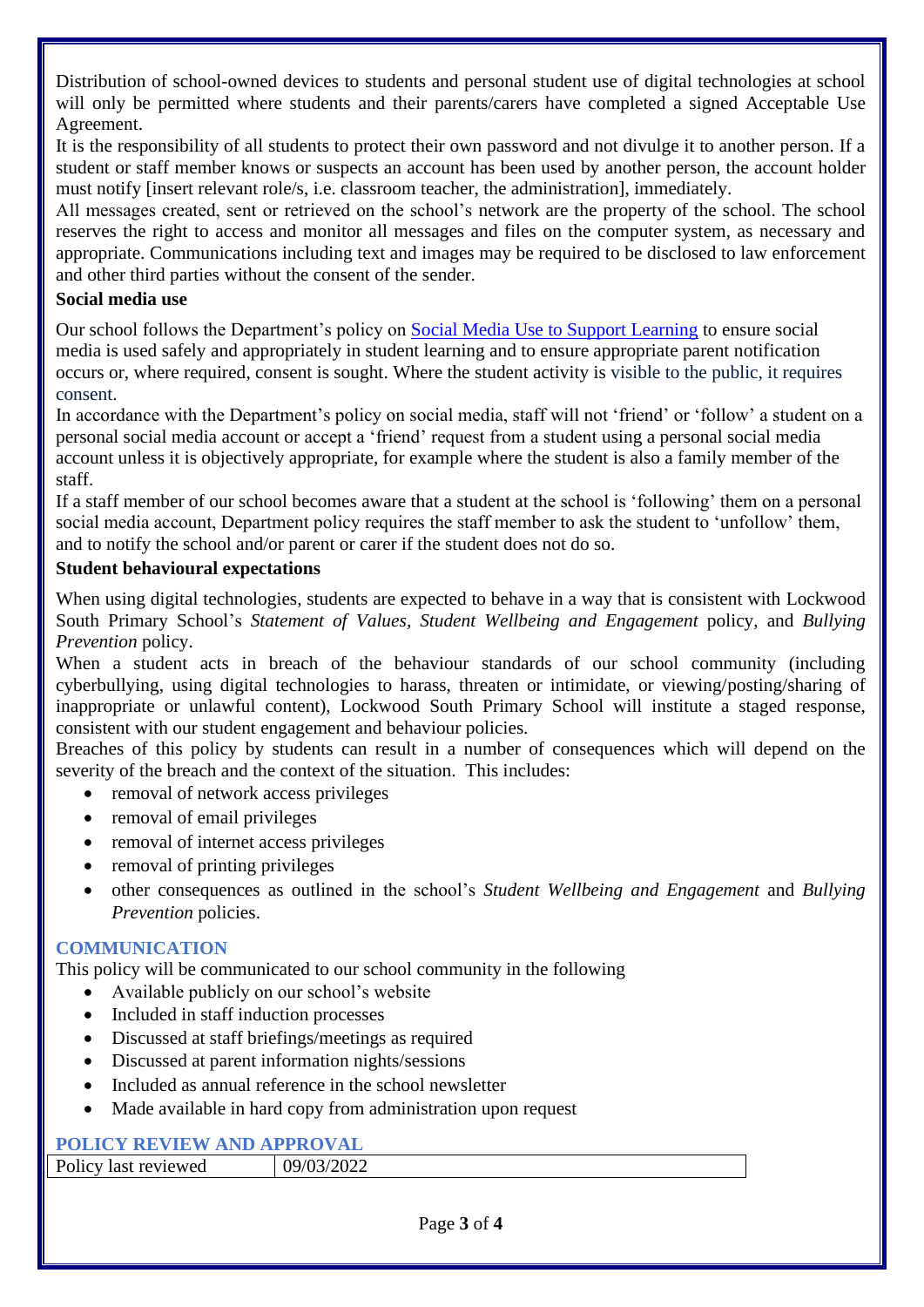Distribution of school-owned devices to students and personal student use of digital technologies at school will only be permitted where students and their parents/carers have completed a signed Acceptable Use Agreement.

It is the responsibility of all students to protect their own password and not divulge it to another person. If a student or staff member knows or suspects an account has been used by another person, the account holder must notify [insert relevant role/s, i.e. classroom teacher, the administration], immediately.

All messages created, sent or retrieved on the school's network are the property of the school. The school reserves the right to access and monitor all messages and files on the computer system, as necessary and appropriate. Communications including text and images may be required to be disclosed to law enforcement and other third parties without the consent of the sender.

**Social media use**

Our school follows the Department's policy on [Social Media Use to Support Learning] to ensure social media is used safely and appropriately in student learning and to ensure appropriate parent notification occurs or, where required, consent is sought. Where the student activity is visible to the public, it requires consent.

In accordance with the Department's policy on social media, staff will not 'friend' or 'follow' a student on a personal social media account or accept a 'friend' request from a student using a personal social media account unless it is objectively appropriate, for example where the student is also a family member of the staff.

If a staff member of our school becomes aware that a student at the school is 'following' them on a personal social media account, Department policy requires the staff member to ask the student to 'unfollow' them, and to notify the school and/or parent or carer if the student does not do so.

**Student behavioural expectations**

When using digital technologies, students are expected to behave in a way that is consistent with Lockwood South Primary School's *Statement of Values, Student Wellbeing and Engagement* policy, and *Bullying Prevention* policy.

When a student acts in breach of the behaviour standards of our school community (including cyberbullying, using digital technologies to harass, threaten or intimidate, or viewing/posting/sharing of inappropriate or unlawful content), Lockwood South Primary School will institute a staged response, consistent with our student engagement and behaviour policies.

Breaches of this policy by students can result in a number of consequences which will depend on the severity of the breach and the context of the situation. This includes:

- removal of network access privileges
- removal of email privileges
- removal of internet access privileges
- removal of printing privileges
- other consequences as outlined in the school's *Student Wellbeing and Engagement* and *Bullying Prevention* policies.

## COMMUNICATION

This policy will be communicated to our school community in the following

- Available publicly on our school's website
- Included in staff induction processes
- Discussed at staff briefings/meetings as required
- Discussed at parent information nights/sessions
- Included as annual reference in the school newsletter
- Made available in hard copy from administration upon request

## POLICY REVIEW AND APPROVAL

| Policy last reviewed | 09/03/2022 |
| --- | --- |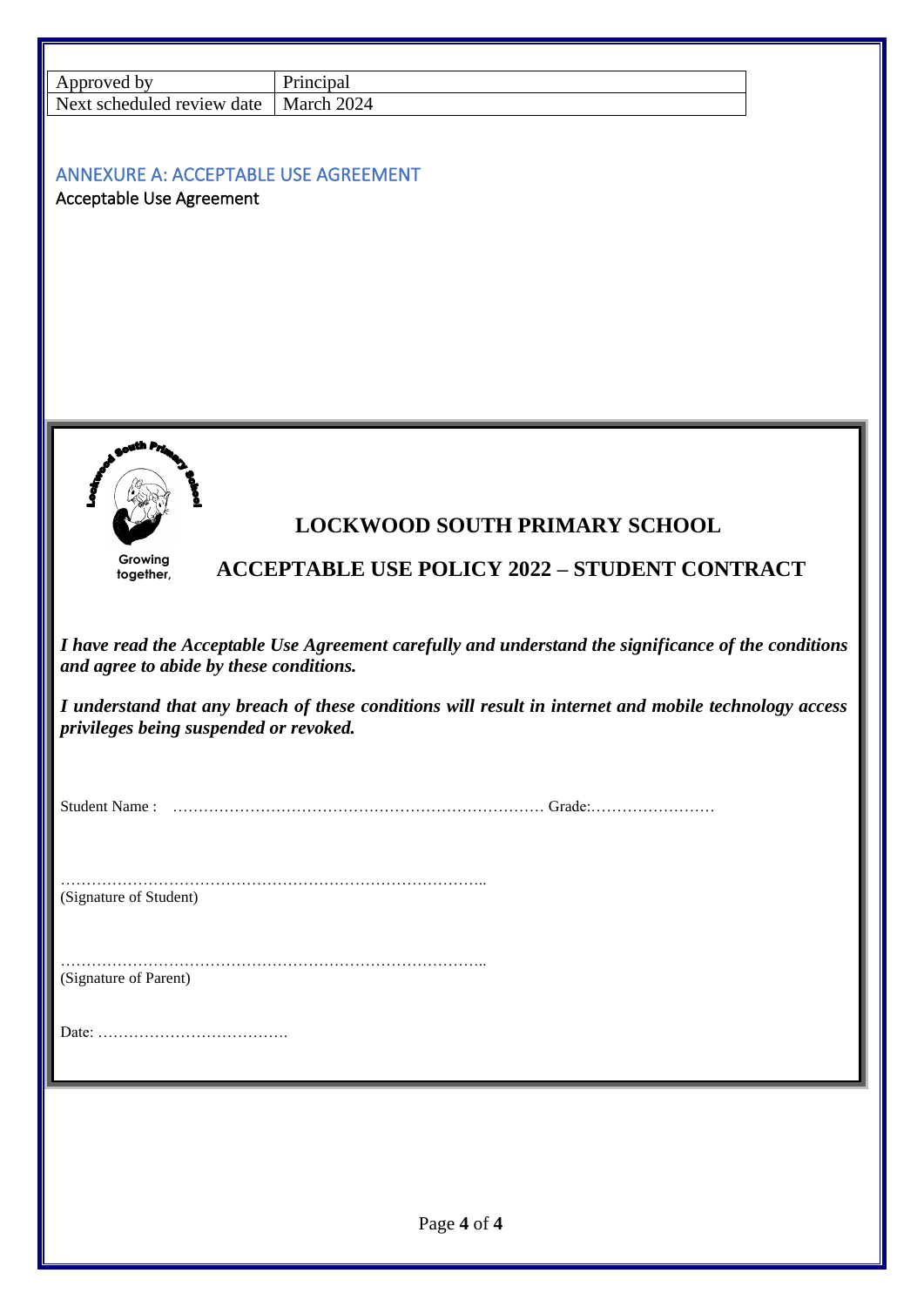| | |
|---|---|
| Approved by | Principal |
| Next scheduled review date | March 2024 |

## ANNEXURE A: ACCEPTABLE USE AGREEMENT

Acceptable Use Agreement

Growing together,

**LOCKWOOD SOUTH PRIMARY SCHOOL**

**ACCEPTABLE USE POLICY 2022 – STUDENT CONTRACT**

***I have read the Acceptable Use Agreement carefully and understand the significance of the conditions and agree to abide by these conditions.***

***I understand that any breach of these conditions will result in internet and mobile technology access privileges being suspended or revoked.***

Student Name : ……………………………………………………………… Grade:……………………

………………………………………………………………………..
(Signature of Student)

………………………………………………………………………..
(Signature of Parent)

Date: ……………………………….